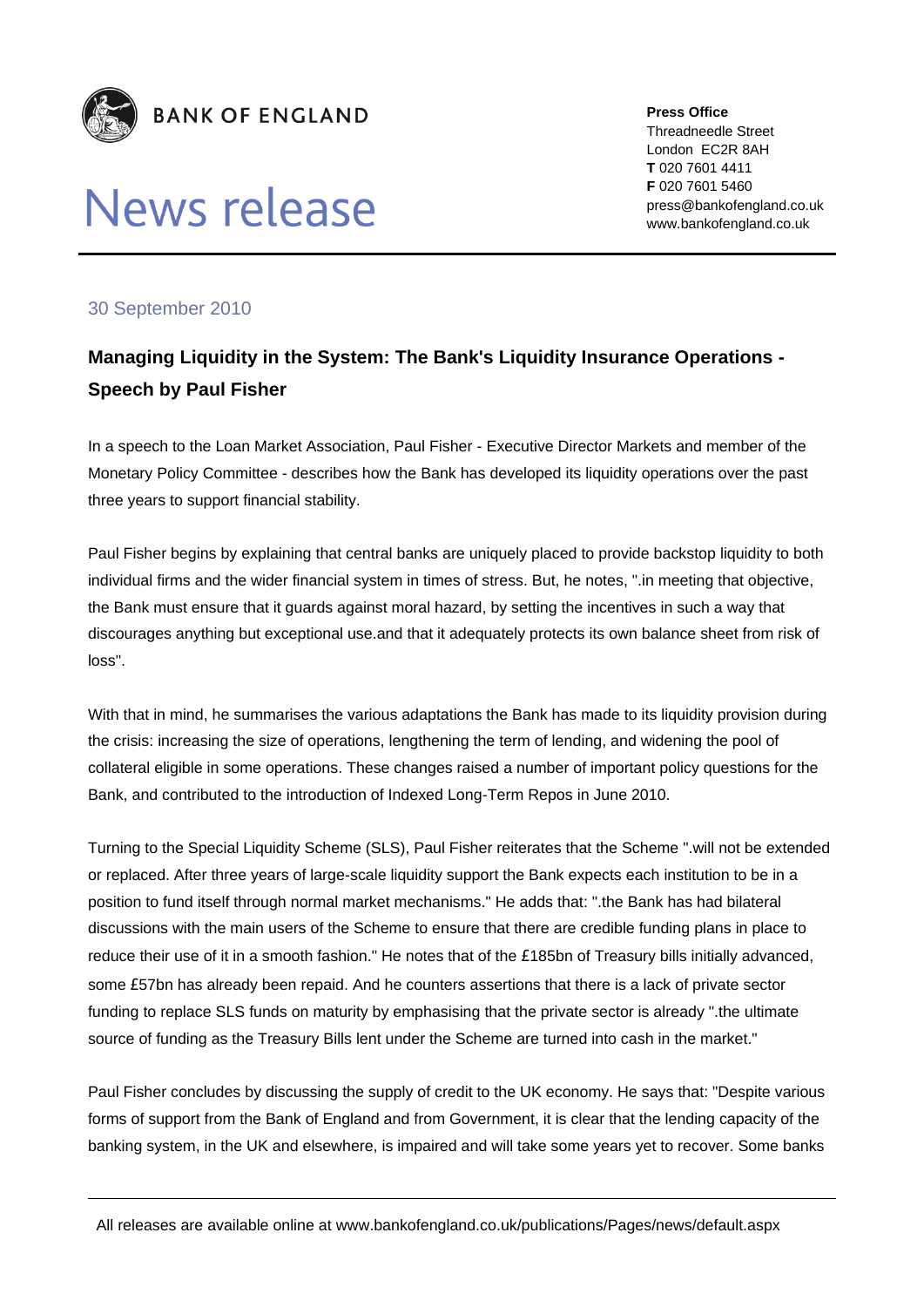**BANK OF ENGLAND**

# News release

**Press Office**
Threadneedle Street
London EC2R 8AH
**T** 020 7601 4411
**F** 020 7601 5460
press@bankofengland.co.uk
www.bankofengland.co.uk

30 September 2010

## Managing Liquidity in the System: The Bank's Liquidity Insurance Operations - Speech by Paul Fisher

In a speech to the Loan Market Association, Paul Fisher - Executive Director Markets and member of the Monetary Policy Committee - describes how the Bank has developed its liquidity operations over the past three years to support financial stability.

Paul Fisher begins by explaining that central banks are uniquely placed to provide backstop liquidity to both individual firms and the wider financial system in times of stress. But, he notes, ".in meeting that objective, the Bank must ensure that it guards against moral hazard, by setting the incentives in such a way that discourages anything but exceptional use.and that it adequately protects its own balance sheet from risk of loss".

With that in mind, he summarises the various adaptations the Bank has made to its liquidity provision during the crisis: increasing the size of operations, lengthening the term of lending, and widening the pool of collateral eligible in some operations. These changes raised a number of important policy questions for the Bank, and contributed to the introduction of Indexed Long-Term Repos in June 2010.

Turning to the Special Liquidity Scheme (SLS), Paul Fisher reiterates that the Scheme ".will not be extended or replaced. After three years of large-scale liquidity support the Bank expects each institution to be in a position to fund itself through normal market mechanisms." He adds that: ".the Bank has had bilateral discussions with the main users of the Scheme to ensure that there are credible funding plans in place to reduce their use of it in a smooth fashion." He notes that of the £185bn of Treasury bills initially advanced, some £57bn has already been repaid. And he counters assertions that there is a lack of private sector funding to replace SLS funds on maturity by emphasising that the private sector is already ".the ultimate source of funding as the Treasury Bills lent under the Scheme are turned into cash in the market."

Paul Fisher concludes by discussing the supply of credit to the UK economy. He says that: "Despite various forms of support from the Bank of England and from Government, it is clear that the lending capacity of the banking system, in the UK and elsewhere, is impaired and will take some years yet to recover. Some banks

All releases are available online at www.bankofengland.co.uk/publications/Pages/news/default.aspx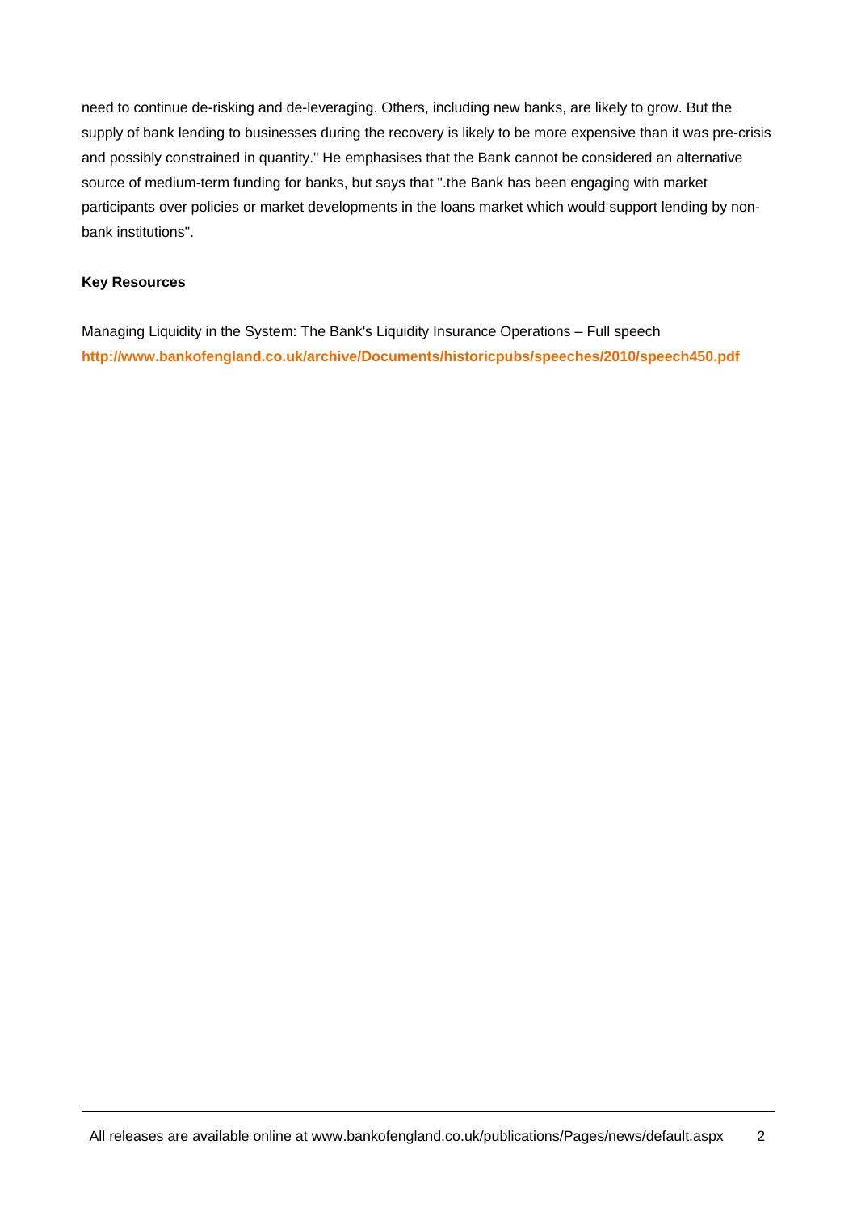need to continue de-risking and de-leveraging. Others, including new banks, are likely to grow. But the supply of bank lending to businesses during the recovery is likely to be more expensive than it was pre-crisis and possibly constrained in quantity." He emphasises that the Bank cannot be considered an alternative source of medium-term funding for banks, but says that ".the Bank has been engaging with market participants over policies or market developments in the loans market which would support lending by non-bank institutions".

**Key Resources**

Managing Liquidity in the System: The Bank's Liquidity Insurance Operations – Full speech
**http://www.bankofengland.co.uk/archive/Documents/historicpubs/speeches/2010/speech450.pdf**